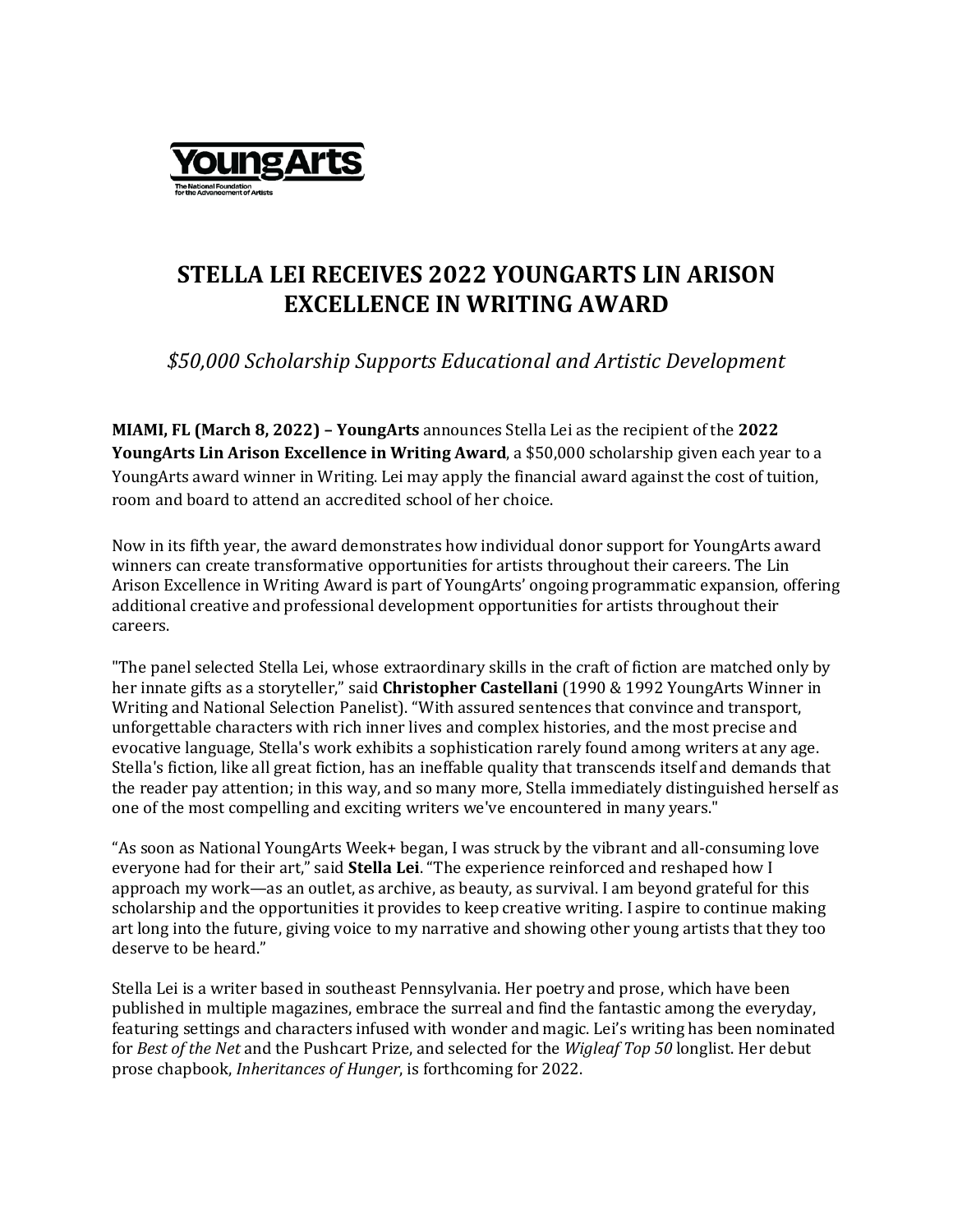YoungArts
The National Foundation for the Advancement of Artists

# STELLA LEI RECEIVES 2022 YOUNGARTS LIN ARISON EXCELLENCE IN WRITING AWARD

*$50,000 Scholarship Supports Educational and Artistic Development*

**MIAMI, FL (March 8, 2022) – YoungArts** announces Stella Lei as the recipient of the **2022 YoungArts Lin Arison Excellence in Writing Award**, a $50,000 scholarship given each year to a YoungArts award winner in Writing. Lei may apply the financial award against the cost of tuition, room and board to attend an accredited school of her choice.

Now in its fifth year, the award demonstrates how individual donor support for YoungArts award winners can create transformative opportunities for artists throughout their careers. The Lin Arison Excellence in Writing Award is part of YoungArts' ongoing programmatic expansion, offering additional creative and professional development opportunities for artists throughout their careers.

"The panel selected Stella Lei, whose extraordinary skills in the craft of fiction are matched only by her innate gifts as a storyteller," said **Christopher Castellani** (1990 & 1992 YoungArts Winner in Writing and National Selection Panelist). "With assured sentences that convince and transport, unforgettable characters with rich inner lives and complex histories, and the most precise and evocative language, Stella's work exhibits a sophistication rarely found among writers at any age. Stella's fiction, like all great fiction, has an ineffable quality that transcends itself and demands that the reader pay attention; in this way, and so many more, Stella immediately distinguished herself as one of the most compelling and exciting writers we've encountered in many years."

"As soon as National YoungArts Week+ began, I was struck by the vibrant and all-consuming love everyone had for their art," said **Stella Lei**. "The experience reinforced and reshaped how I approach my work—as an outlet, as archive, as beauty, as survival. I am beyond grateful for this scholarship and the opportunities it provides to keep creative writing. I aspire to continue making art long into the future, giving voice to my narrative and showing other young artists that they too deserve to be heard."

Stella Lei is a writer based in southeast Pennsylvania. Her poetry and prose, which have been published in multiple magazines, embrace the surreal and find the fantastic among the everyday, featuring settings and characters infused with wonder and magic. Lei's writing has been nominated for *Best of the Net* and the Pushcart Prize, and selected for the *Wigleaf Top 50* longlist. Her debut prose chapbook, *Inheritances of Hunger*, is forthcoming for 2022.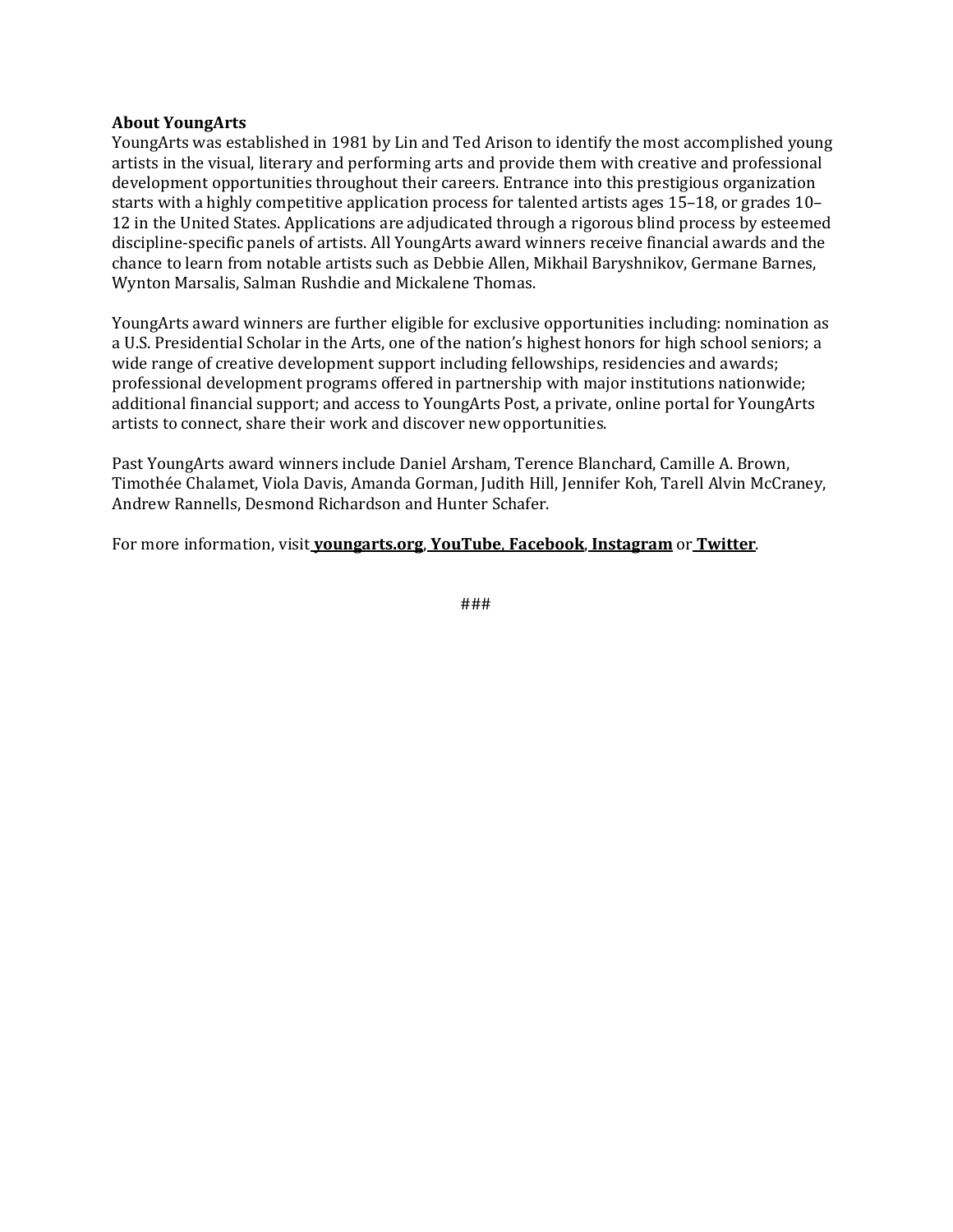**About YoungArts**
YoungArts was established in 1981 by Lin and Ted Arison to identify the most accomplished young artists in the visual, literary and performing arts and provide them with creative and professional development opportunities throughout their careers. Entrance into this prestigious organization starts with a highly competitive application process for talented artists ages 15–18, or grades 10–12 in the United States. Applications are adjudicated through a rigorous blind process by esteemed discipline-specific panels of artists. All YoungArts award winners receive financial awards and the chance to learn from notable artists such as Debbie Allen, Mikhail Baryshnikov, Germane Barnes, Wynton Marsalis, Salman Rushdie and Mickalene Thomas.

YoungArts award winners are further eligible for exclusive opportunities including: nomination as a U.S. Presidential Scholar in the Arts, one of the nation's highest honors for high school seniors; a wide range of creative development support including fellowships, residencies and awards; professional development programs offered in partnership with major institutions nationwide; additional financial support; and access to YoungArts Post, a private, online portal for YoungArts artists to connect, share their work and discover new opportunities.

Past YoungArts award winners include Daniel Arsham, Terence Blanchard, Camille A. Brown, Timothée Chalamet, Viola Davis, Amanda Gorman, Judith Hill, Jennifer Koh, Tarell Alvin McCraney, Andrew Rannells, Desmond Richardson and Hunter Schafer.

For more information, visit **youngarts.org**, **YouTube**, **Facebook**, **Instagram** or **Twitter**.

###